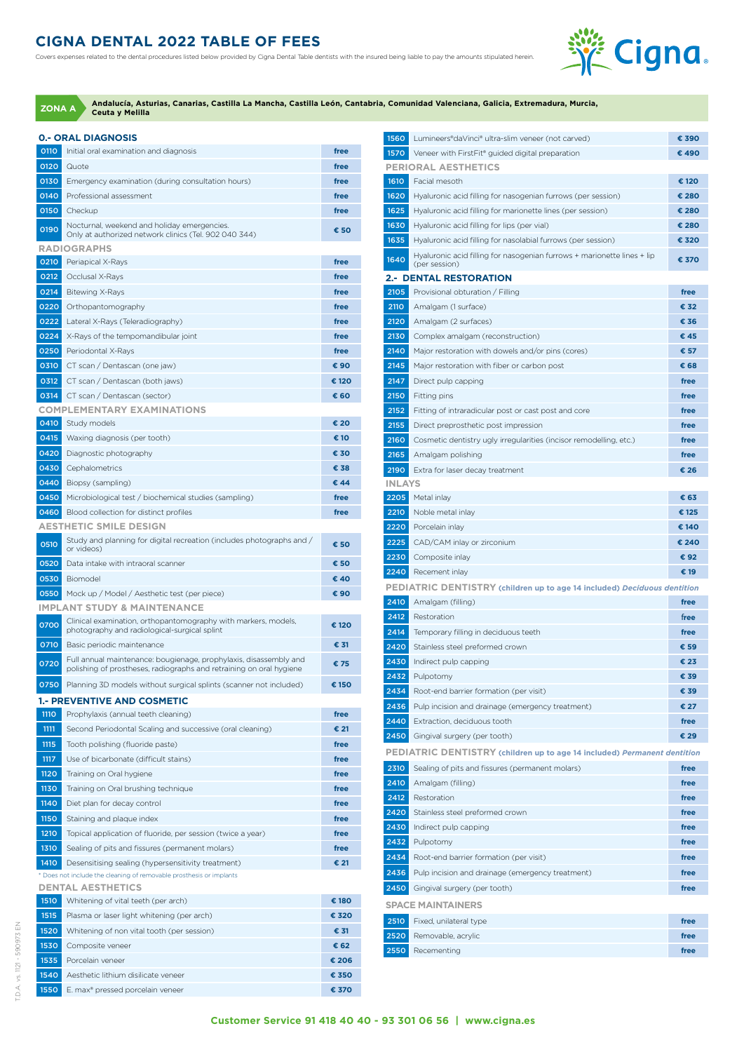# CIGNA DENTAL 2022 TABLE OF FEES

Covers expenses related to the dental procedures listed below provided by Cigna Dental Table dentists with the insured being liable to pay the amounts stipulated herein.

**ZONA A** **Andalucía, Asturias, Canarias, Castilla La Mancha, Castilla León, Cantabria, Comunidad Valenciana, Galicia, Extremadura, Murcia, Ceuta y Melilla**

## 0.- ORAL DIAGNOSIS

| Code | Procedure | Fee |
|---|---|---|
| 0110 | Initial oral examination and diagnosis | free |
| 0120 | Quote | free |
| 0130 | Emergency examination (during consultation hours) | free |
| 0140 | Professional assessment | free |
| 0150 | Checkup | free |
| 0190 | Nocturnal, weekend and holiday emergencies. Only at authorized network clinics (Tel. 902 040 344) | € 50 |

### RADIOGRAPHS

| Code | Procedure | Fee |
|---|---|---|
| 0210 | Periapical X-Rays | free |
| 0212 | Occlusal X-Rays | free |
| 0214 | Bitewing X-Rays | free |
| 0220 | Orthopantomography | free |
| 0222 | Lateral X-Rays (Teleradiography) | free |
| 0224 | X-Rays of the tempomandibular joint | free |
| 0250 | Periodontal X-Rays | free |
| 0310 | CT scan / Dentascan (one jaw) | € 90 |
| 0312 | CT scan / Dentascan (both jaws) | € 120 |
| 0314 | CT scan / Dentascan (sector) | € 60 |

### COMPLEMENTARY EXAMINATIONS

| Code | Procedure | Fee |
|---|---|---|
| 0410 | Study models | € 20 |
| 0415 | Waxing diagnosis (per tooth) | € 10 |
| 0420 | Diagnostic photography | € 30 |
| 0430 | Cephalometrics | € 38 |
| 0440 | Biopsy (sampling) | € 44 |
| 0450 | Microbiological test / biochemical studies (sampling) | free |
| 0460 | Blood collection for distinct profiles | free |

### AESTHETIC SMILE DESIGN

| Code | Procedure | Fee |
|---|---|---|
| 0510 | Study and planning for digital recreation (includes photographs and / or videos) | € 50 |
| 0520 | Data intake with intraoral scanner | € 50 |
| 0530 | Biomodel | € 40 |
| 0550 | Mock up / Model / Aesthetic test (per piece) | € 90 |

### IMPLANT STUDY & MAINTENANCE

| Code | Procedure | Fee |
|---|---|---|
| 0700 | Clinical examination, orthopantomography with markers, models, photography and radiological-surgical splint | € 120 |
| 0710 | Basic periodic maintenance | € 31 |
| 0720 | Full annual maintenance: bougienage, prophylaxis, disassembly and polishing of prostheses, radiographs and retraining on oral hygiene | € 75 |
| 0750 | Planning 3D models without surgical splints (scanner not included) | € 150 |

## 1.- PREVENTIVE AND COSMETIC

| Code | Procedure | Fee |
|---|---|---|
| 1110 | Prophylaxis (annual teeth cleaning) | free |
| 1111 | Second Periodontal Scaling and successive (oral cleaning) | € 21 |
| 1115 | Tooth polishing (fluoride paste) | free |
| 1117 | Use of bicarbonate (difficult stains) | free |
| 1120 | Training on Oral hygiene | free |
| 1130 | Training on Oral brushing technique | free |
| 1140 | Diet plan for decay control | free |
| 1150 | Staining and plaque index | free |
| 1210 | Topical application of fluoride, per session (twice a year) | free |
| 1310 | Sealing of pits and fissures (permanent molars) | free |
| 1410 | Desensitising sealing (hypersensitivity treatment) | € 21 |

\* Does not include the cleaning of removable prosthesis or implants

### DENTAL AESTHETICS

| Code | Procedure | Fee |
|---|---|---|
| 1510 | Whitening of vital teeth (per arch) | € 180 |
| 1515 | Plasma or laser light whitening (per arch) | € 320 |
| 1520 | Whitening of non vital tooth (per session) | € 31 |
| 1530 | Composite veneer | € 62 |
| 1535 | Porcelain veneer | € 206 |
| 1540 | Aesthetic lithium disilicate veneer | € 350 |
| 1550 | E. max® pressed porcelain veneer | € 370 |
| 1560 | Lumineers®daVinci® ultra-slim veneer (not carved) | € 390 |
| 1570 | Veneer with FirstFit® guided digital preparation | € 490 |

### PERIORAL AESTHETICS

| Code | Procedure | Fee |
|---|---|---|
| 1610 | Facial mesoth | € 120 |
| 1620 | Hyaluronic acid filling for nasogenian furrows (per session) | € 280 |
| 1625 | Hyaluronic acid filling for marionette lines (per session) | € 280 |
| 1630 | Hyaluronic acid filling for lips (per vial) | € 280 |
| 1635 | Hyaluronic acid filling for nasolabial furrows (per session) | € 320 |
| 1640 | Hyaluronic acid filling for nasogenian furrows + marionette lines + lip (per session) | € 370 |

## 2.- DENTAL RESTORATION

| Code | Procedure | Fee |
|---|---|---|
| 2105 | Provisional obturation / Filling | free |
| 2110 | Amalgam (1 surface) | € 32 |
| 2120 | Amalgam (2 surfaces) | € 36 |
| 2130 | Complex amalgam (reconstruction) | € 45 |
| 2140 | Major restoration with dowels and/or pins (cores) | € 57 |
| 2145 | Major restoration with fiber or carbon post | € 68 |
| 2147 | Direct pulp capping | free |
| 2150 | Fitting pins | free |
| 2152 | Fitting of intraradicular post or cast post and core | free |
| 2155 | Direct preprosthetic post impression | free |
| 2160 | Cosmetic dentistry ugly irregularities (incisor remodelling, etc.) | free |
| 2165 | Amalgam polishing | free |
| 2190 | Extra for laser decay treatment | € 26 |

### INLAYS

| Code | Procedure | Fee |
|---|---|---|
| 2205 | Metal inlay | € 63 |
| 2210 | Noble metal inlay | € 125 |
| 2220 | Porcelain inlay | € 140 |
| 2225 | CAD/CAM inlay or zirconium | € 240 |
| 2230 | Composite inlay | € 92 |
| 2240 | Recement inlay | € 19 |

### PEDIATRIC DENTISTRY (children up to age 14 included) *Deciduous dentition*

| Code | Procedure | Fee |
|---|---|---|
| 2410 | Amalgam (filling) | free |
| 2412 | Restoration | free |
| 2414 | Temporary filling in deciduous teeth | free |
| 2420 | Stainless steel preformed crown | € 59 |
| 2430 | Indirect pulp capping | € 23 |
| 2432 | Pulpotomy | € 39 |
| 2434 | Root-end barrier formation (per visit) | € 39 |
| 2436 | Pulp incision and drainage (emergency treatment) | € 27 |
| 2440 | Extraction, deciduous tooth | free |
| 2450 | Gingival surgery (per tooth) | € 29 |

### PEDIATRIC DENTISTRY (children up to age 14 included) *Permanent dentition*

| Code | Procedure | Fee |
|---|---|---|
| 2310 | Sealing of pits and fissures (permanent molars) | free |
| 2410 | Amalgam (filling) | free |
| 2412 | Restoration | free |
| 2420 | Stainless steel preformed crown | free |
| 2430 | Indirect pulp capping | free |
| 2432 | Pulpotomy | free |
| 2434 | Root-end barrier formation (per visit) | free |
| 2436 | Pulp incision and drainage (emergency treatment) | free |
| 2450 | Gingival surgery (per tooth) | free |

### SPACE MAINTAINERS

| Code | Procedure | Fee |
|---|---|---|
| 2510 | Fixed, unilateral type | free |
| 2520 | Removable, acrylic | free |
| 2550 | Recementing | free |

**Customer Service 91 418 40 40 - 93 301 06 56 | www.cigna.es**

T.D.A. vs 1121 - 590973 EN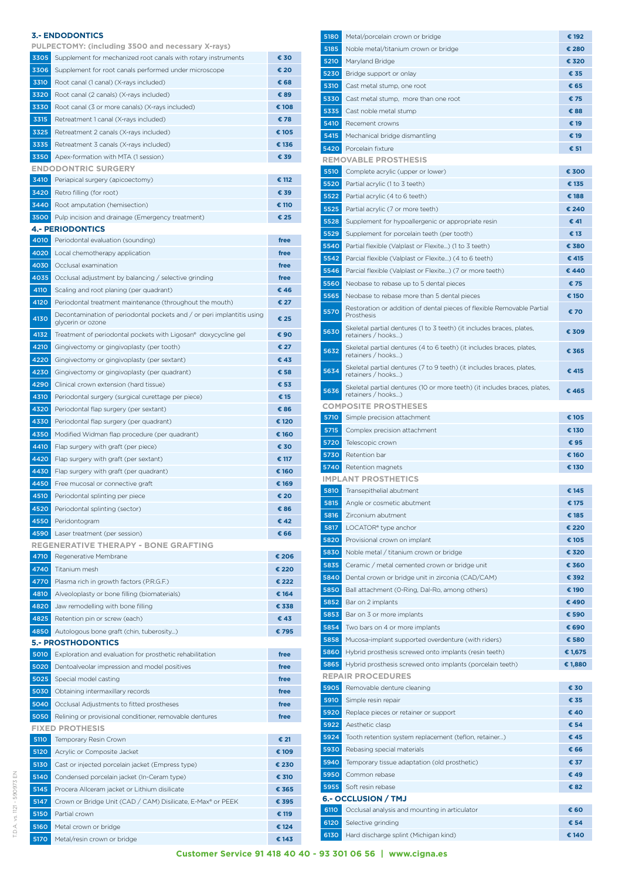## 3.- ENDODONTICS

### PULPECTOMY: (including 3500 and necessary X-rays)

| Code | Description | Price |
|---|---|---|
| 3305 | Supplement for mechanized root canals with rotary instruments | € 30 |
| 3306 | Supplement for root canals performed under microscope | € 20 |
| 3310 | Root canal (1 canal) (X-rays included) | € 68 |
| 3320 | Root canal (2 canals) (X-rays included) | € 89 |
| 3330 | Root canal (3 or more canals) (X-rays included) | € 108 |
| 3315 | Retreatment 1 canal (X-rays included) | € 78 |
| 3325 | Retreatment 2 canals (X-rays included) | € 105 |
| 3335 | Retreatment 3 canals (X-rays included) | € 136 |
| 3350 | Apex-formation with MTA (1 session) | € 39 |

### ENDODONTRIC SURGERY

| Code | Description | Price |
|---|---|---|
| 3410 | Periapical surgery (apicoectomy) | € 112 |
| 3420 | Retro filling (for root) | € 39 |
| 3440 | Root amputation (hemisection) | € 110 |
| 3500 | Pulp incision and drainage (Emergency treatment) | € 25 |

## 4.- PERIODONTICS

| Code | Description | Price |
|---|---|---|
| 4010 | Periodontal evaluation (sounding) | free |
| 4020 | Local chemotherapy application | free |
| 4030 | Occlusal examination | free |
| 4035 | Occlusal adjustment by balancing / selective grinding | free |
| 4110 | Scaling and root planing (per quadrant) | € 46 |
| 4120 | Periodontal treatment maintenance (throughout the mouth) | € 27 |
| 4130 | Decontamination of periodontal pockets and / or peri implantitis using glycerin or ozone | € 25 |
| 4132 | Treatment of periodontal pockets with Ligosan® doxycycline gel | € 90 |
| 4210 | Gingivectomy or gingivoplasty (per tooth) | € 27 |
| 4220 | Gingivectomy or gingivoplasty (per sextant) | € 43 |
| 4230 | Gingivectomy or gingivoplasty (per quadrant) | € 58 |
| 4290 | Clinical crown extension (hard tissue) | € 53 |
| 4310 | Periodontal surgery (surgical curettage per piece) | € 15 |
| 4320 | Periodontal flap surgery (per sextant) | € 86 |
| 4330 | Periodontal flap surgery (per quadrant) | € 120 |
| 4350 | Modified Widman flap procedure (per quadrant) | € 160 |
| 4410 | Flap surgery with graft (per piece) | € 30 |
| 4420 | Flap surgery with graft (per sextant) | € 117 |
| 4430 | Flap surgery with graft (per quadrant) | € 160 |
| 4450 | Free mucosal or connective graft | € 169 |
| 4510 | Periodontal splinting per piece | € 20 |
| 4520 | Periodontal splinting (sector) | € 86 |
| 4550 | Peridontogram | € 42 |
| 4590 | Laser treatment (per session) | € 66 |

### REGENERATIVE THERAPY - BONE GRAFTING

| Code | Description | Price |
|---|---|---|
| 4710 | Regenerative Membrane | € 206 |
| 4740 | Titanium mesh | € 220 |
| 4770 | Plasma rich in growth factors (P.R.G.F.) | € 222 |
| 4810 | Alveoloplasty or bone filling (biomaterials) | € 164 |
| 4820 | Jaw remodelling with bone filling | € 338 |
| 4825 | Retention pin or screw (each) | € 43 |
| 4850 | Autologous bone graft (chin, tuberosity...) | € 795 |

## 5.- PROSTHODONTICS

| Code | Description | Price |
|---|---|---|
| 5010 | Exploration and evaluation for prosthetic rehabilitation | free |
| 5020 | Dentoalveolar impression and model positives | free |
| 5025 | Special model casting | free |
| 5030 | Obtaining intermaxillary records | free |
| 5040 | Occlusal Adjustments to fitted prostheses | free |
| 5050 | Relining or provisional conditioner, removable dentures | free |

### FIXED PROTHESIS

| Code | Description | Price |
|---|---|---|
| 5110 | Temporary Resin Crown | € 21 |
| 5120 | Acrylic or Composite Jacket | € 109 |
| 5130 | Cast or injected porcelain jacket (Empress type) | € 230 |
| 5140 | Condensed porcelain jacket (In-Ceram type) | € 310 |
| 5145 | Procera Allceram jacket or Lithium disilicate | € 365 |
| 5147 | Crown or Bridge Unit (CAD / CAM) Disilicate, E-Max® or PEEK | € 395 |
| 5150 | Partial crown | € 119 |
| 5160 | Metal crown or bridge | € 124 |
| 5170 | Metal/resin crown or bridge | € 143 |
| 5180 | Metal/porcelain crown or bridge | € 192 |
| 5185 | Noble metal/titanium crown or bridge | € 280 |
| 5210 | Maryland Bridge | € 320 |
| 5230 | Bridge support or onlay | € 35 |
| 5310 | Cast metal stump, one root | € 65 |
| 5330 | Cast metal stump, more than one root | € 75 |
| 5335 | Cast noble metal stump | € 88 |
| 5410 | Recement crowns | € 19 |
| 5415 | Mechanical bridge dismantling | € 19 |
| 5420 | Porcelain fixture | € 51 |

### REMOVABLE PROSTHESIS

| Code | Description | Price |
|---|---|---|
| 5510 | Complete acrylic (upper or lower) | € 300 |
| 5520 | Partial acrylic (1 to 3 teeth) | € 135 |
| 5522 | Partial acrylic (4 to 6 teeth) | € 188 |
| 5525 | Partial acrylic (7 or more teeth) | € 240 |
| 5528 | Supplement for hypoallergenic or appropriate resin | € 41 |
| 5529 | Supplement for porcelain teeth (per tooth) | € 13 |
| 5540 | Partial flexible (Valplast or Flexite...) (1 to 3 teeth) | € 380 |
| 5542 | Parcial flexible (Valplast or Flexite...) (4 to 6 teeth) | € 415 |
| 5546 | Parcial flexible (Valplast or Flexite...) (7 or more teeth) | € 440 |
| 5560 | Neobase to rebase up to 5 dental pieces | € 75 |
| 5565 | Neobase to rebase more than 5 dental pieces | € 150 |
| 5570 | Restoration or addition of dental pieces of flexible Removable Partial Prosthesis | € 70 |
| 5630 | Skeletal partial dentures (1 to 3 teeth) (it includes braces, plates, retainers / hooks...) | € 309 |
| 5632 | Skeletal partial dentures (4 to 6 teeth) (it includes braces, plates, retainers / hooks...) | € 365 |
| 5634 | Skeletal partial dentures (7 to 9 teeth) (it includes braces, plates, retainers / hooks...) | € 415 |
| 5636 | Skeletal partial dentures (10 or more teeth) (it includes braces, plates, retainers / hooks...) | € 465 |

### COMPOSITE PROSTHESES

| Code | Description | Price |
|---|---|---|
| 5710 | Simple precision attachment | € 105 |
| 5715 | Complex precision attachment | € 130 |
| 5720 | Telescopic crown | € 95 |
| 5730 | Retention bar | € 160 |
| 5740 | Retention magnets | € 130 |

### IMPLANT PROSTHETICS

| Code | Description | Price |
|---|---|---|
| 5810 | Transepithelial abutment | € 145 |
| 5815 | Angle or cosmetic abutment | € 175 |
| 5816 | Zirconium abutment | € 185 |
| 5817 | LOCATOR® type anchor | € 220 |
| 5820 | Provisional crown on implant | € 105 |
| 5830 | Noble metal / titanium crown or bridge | € 320 |
| 5835 | Ceramic / metal cemented crown or bridge unit | € 360 |
| 5840 | Dental crown or bridge unit in zirconia (CAD/CAM) | € 392 |
| 5850 | Ball attachment (O-Ring, Dal-Ro, among others) | € 190 |
| 5852 | Bar on 2 implants | € 490 |
| 5853 | Bar on 3 or more implants | € 590 |
| 5854 | Two bars on 4 or more implants | € 690 |
| 5858 | Mucosa-implant supported overdenture (with riders) | € 580 |
| 5860 | Hybrid prosthesis screwed onto implants (resin teeth) | € 1,675 |
| 5865 | Hybrid prosthesis screwed onto implants (porcelain teeth) | € 1,880 |

### REPAIR PROCEDURES

| Code | Description | Price |
|---|---|---|
| 5905 | Removable denture cleaning | € 30 |
| 5910 | Simple resin repair | € 35 |
| 5920 | Replace pieces or retainer or support | € 40 |
| 5922 | Aesthetic clasp | € 54 |
| 5924 | Tooth retention system replacement (teflon, retainer...) | € 45 |
| 5930 | Rebasing special materials | € 66 |
| 5940 | Temporary tissue adaptation (old prosthetic) | € 37 |
| 5950 | Common rebase | € 49 |
| 5955 | Soft resin rebase | € 82 |

## 6.- OCCLUSION / TMJ

| Code | Description | Price |
|---|---|---|
| 6110 | Occlusal analysis and mounting in articulator | € 60 |
| 6120 | Selective grinding | € 54 |
| 6130 | Hard discharge splint (Michigan kind) | € 140 |

**Customer Service 91 418 40 40 - 93 301 06 56 | www.cigna.es**

T.D.A. vs 1121 - 590973 EN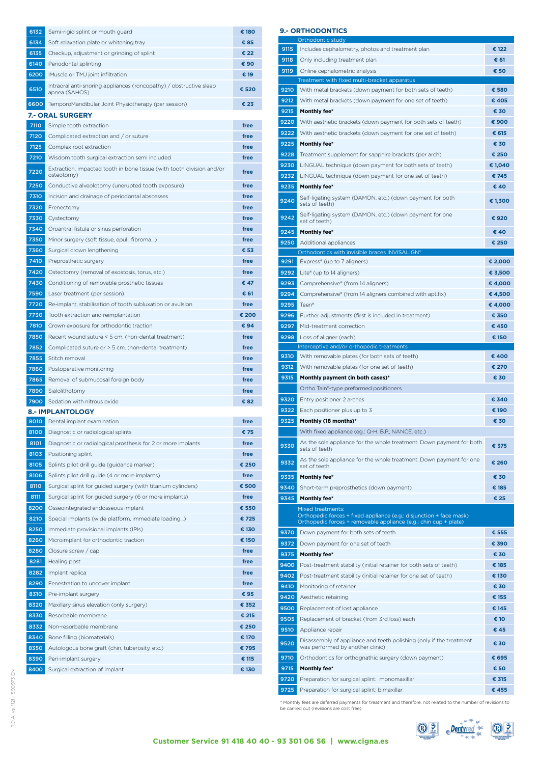| | | |
|---|---|---|
| 6132 | Semi-rigid splint or mouth guard | € 180 |
| 6134 | Soft relaxation plate or whitening tray | € 85 |
| 6135 | Checkup, adjustment or grinding of splint | € 22 |
| 6140 | Periodontal splinting | € 90 |
| 6200 | IMuscle or TMJ joint infiltration | € 19 |
| 6510 | Intraoral anti-snoring appliances (roncopathy) / obstructive sleep apnea (SAHOS) | € 520 |
| 6600 | TemporoMandibular Joint Physiotherapy (per session) | € 23 |

## 7.- ORAL SURGERY

| | | |
|---|---|---|
| 7110 | Simple tooth extraction | free |
| 7120 | Complicated extraction and / or suture | free |
| 7125 | Complex root extraction | free |
| 7210 | Wisdom tooth surgical extraction semi included | free |
| 7220 | Extraction, impacted tooth in bone tissue (with tooth division and/or osteotomy) | free |
| 7250 | Conductive alveolotomy (unerupted tooth exposure) | free |
| 7310 | Incision and drainage of periodontal abscesses | free |
| 7320 | Frenectomy | free |
| 7330 | Cystectomy | free |
| 7340 | Oroantral fistula or sinus perforation | free |
| 7350 | Minor surgery (soft tissue, epuli, fibroma...) | free |
| 7360 | Surgical crown lengthening | € 53 |
| 7410 | Preprosthetic surgery | free |
| 7420 | Ostectomy (removal of exostosis, torus, etc.) | free |
| 7430 | Conditioning of removable prosthetic tissues | € 47 |
| 7590 | Laser treatment (per session) | € 61 |
| 7720 | Re-implant, stabilisation of tooth subluxation or avulsion | free |
| 7730 | Tooth extraction and reimplantation | € 200 |
| 7810 | Crown exposure for orthodontic traction | € 94 |
| 7850 | Recent wound suture < 5 cm. (non-dental treatment) | free |
| 7852 | Complicated suture or > 5 cm. (non-dental treatment) | free |
| 7855 | Stitch removal | free |
| 7860 | Postoperative monitoring | free |
| 7865 | Removal of submucosal foreign body | free |
| 7890 | Sialolithotomy | free |
| 7900 | Sedation with nitrous oxide | € 82 |

## 8.- IMPLANTOLOGY

| | | |
|---|---|---|
| 8010 | Dental implant examination | free |
| 8100 | Diagnostic or radiological splints | € 75 |
| 8101 | Diagnostic or radiological prosthesis for 2 or more implants | free |
| 8103 | Positioning splint | free |
| 8105 | Splints pilot drill guide (guidance marker) | € 250 |
| 8106 | Splints pilot drill guide (4 or more implants) | free |
| 8110 | Surgical splint for guided surgery (with titanium cylinders) | € 500 |
| 8111 | Surgical splint for guided surgery (6 or more implants) | free |
| 8200 | Osseointegrated endosseous implant | € 550 |
| 8210 | Special implants (wide platform, immediate loading...) | € 725 |
| 8250 | Immediate provisional implants (IPIs) | € 130 |
| 8260 | Microimplant for orthodontic traction | € 150 |
| 8280 | Closure screw / cap | free |
| 8281 | Healing post | free |
| 8282 | Implant replica | free |
| 8290 | Fenestration to uncover implant | free |
| 8310 | Pre-implant surgery | € 95 |
| 8320 | Maxillary sinus elevation (only surgery) | € 352 |
| 8330 | Resorbable membrane | € 215 |
| 8332 | Non-resorbable membrane | € 250 |
| 8340 | Bone filling (biomaterials) | € 170 |
| 8350 | Autologous bone graft (chin, tuberosity, etc.) | € 795 |
| 8390 | Peri-implant surgery | € 115 |
| 8400 | Surgical extraction of implant | € 130 |

## 9.- ORTHODONTICS

| | | |
|---|---|---|
| | Orthodontic study | |
| 9115 | Includes cephalometry, photos and treatment plan | € 122 |
| 9118 | Only including treatment plan | € 61 |
| 9119 | Online cephalometric analysis | € 50 |
| | Treatment with fixed multi-bracket apparatus | |
| 9210 | With metal brackets (down payment for both sets of teeth) | € 580 |
| 9212 | With metal brackets (down payment for one set of teeth) | € 405 |
| 9215 | **Monthly fee*** | € 30 |
| 9220 | With aesthetic brackets (down payment for both sets of teeth) | € 900 |
| 9222 | With aesthetic brackets (down payment for one set of teeth) | € 615 |
| 9225 | **Monthly fee*** | € 30 |
| 9228 | Treatment supplement for sapphire brackets (per arch) | € 250 |
| 9230 | LINGUAL technique (down payment for both sets of teeth) | € 1,040 |
| 9232 | LINGUAL technique (down payment for one set of teeth) | € 745 |
| 9235 | **Monthly fee*** | € 40 |
| 9240 | Self-ligating system (DAMON, etc.) (down payment for both sets of teeth) | € 1,300 |
| 9242 | Self-ligating system (DAMON, etc.) (down payment for one set of teeth) | € 920 |
| 9245 | **Monthly fee*** | € 40 |
| 9250 | Additional appliances | € 250 |
| | Orthodontics with invisible braces INVISALIGN® | |
| 9291 | Express® (up to 7 aligners) | € 2,000 |
| 9292 | Lite® (up to 14 aligners) | € 3,500 |
| 9293 | Comprehensive® (from 14 aligners) | € 4,000 |
| 9294 | Comprehensive® (from 14 aligners combined with apt.fix) | € 4,500 |
| 9295 | Teen® | € 4,000 |
| 9296 | Further adjustments (first is included in treatment) | € 350 |
| 9297 | Mid-treatment correction | € 450 |
| 9298 | Loss of aligner (each) | € 150 |
| | Interceptive and/or orthopedic treatments | |
| 9310 | With removable plates (for both sets of teeth) | € 400 |
| 9312 | With removable plates (for one set of teeth) | € 270 |
| 9315 | **Monthly payment (in both cases)*** | € 30 |
| | Ortho Tain®-type preformed positioners | |
| 9320 | Entry positioner 2 arches | € 340 |
| 9322 | Each positioner plus up to 3 | € 190 |
| 9325 | **Monthly (18 months)*** | € 30 |
| | With fixed appliance (eg.: Q-H, B.P., NANCE, etc.) | |
| 9330 | As the sole appliance for the whole treatment. Down payment for both sets of teeth | € 375 |
| 9332 | As the sole appliance for the whole treatment. Down payment for one set of teeth | € 260 |
| 9335 | **Monthly fee*** | € 30 |
| 9340 | Short-term preprosthetics (down payment) | € 185 |
| 9345 | **Monthly fee*** | € 25 |
| | Mixed treatments: Orthopedic forces + fixed appliance (e.g.: disjunction + face mask) Orthopedic forces + removable appliance (e.g.: chin cup + plate) | |
| 9370 | Down payment for both sets of teeth | € 555 |
| 9372 | Down payment for one set of teeth | € 390 |
| 9375 | **Monthly fee*** | € 30 |
| 9400 | Post-treatment stability (initial retainer for both sets of teeth) | € 185 |
| 9402 | Post-treatment stability (initial retainer for one set of teeth) | € 130 |
| 9410 | Monitoring of retainer | € 30 |
| 9420 | Aesthetic retaining | € 155 |
| 9500 | Replacement of lost appliance | € 145 |
| 9505 | Replacement of bracket (from 3rd loss) each | € 10 |
| 9510 | Appliance repair | € 45 |
| 9520 | Disassembly of appliance and teeth polishing (only if the treatment was performed by another clinic) | € 30 |
| 9710 | Orthodontics for orthognathic surgery (down payment) | € 695 |
| 9715 | **Monthly fee*** | € 50 |
| 9720 | Preparation for surgical splint: monomaxillar | € 315 |
| 9725 | Preparation for surgical splint: bimaxillar | € 455 |

* Monthly fees are deferred payments for treatment and therefore, not related to the number of revisions to be carried out (revisions are cost free).

T.D.A. vs 1121 - 590973 EN

**Customer Service 91 418 40 40 - 93 301 06 56 | www.cigna.es**